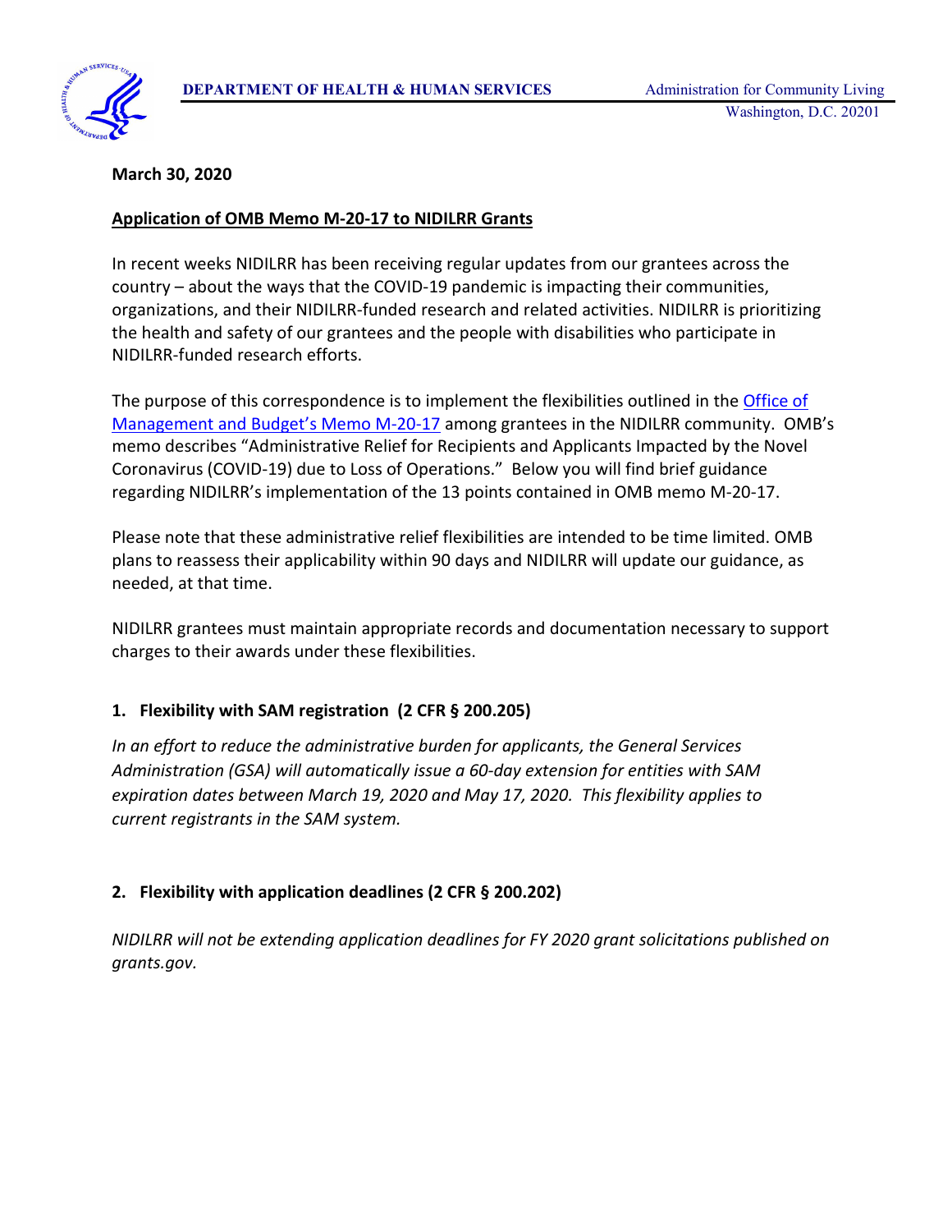**DEPARTMENT OF HEALTH & HUMAN SERVICES**

Administration for Community Living
Washington, D.C. 20201

**March 30, 2020**

## Application of OMB Memo M-20-17 to NIDILRR Grants

In recent weeks NIDILRR has been receiving regular updates from our grantees across the country – about the ways that the COVID-19 pandemic is impacting their communities, organizations, and their NIDILRR-funded research and related activities. NIDILRR is prioritizing the health and safety of our grantees and the people with disabilities who participate in NIDILRR-funded research efforts.

The purpose of this correspondence is to implement the flexibilities outlined in the Office of Management and Budget's Memo M-20-17 among grantees in the NIDILRR community. OMB's memo describes "Administrative Relief for Recipients and Applicants Impacted by the Novel Coronavirus (COVID-19) due to Loss of Operations." Below you will find brief guidance regarding NIDILRR's implementation of the 13 points contained in OMB memo M-20-17.

Please note that these administrative relief flexibilities are intended to be time limited. OMB plans to reassess their applicability within 90 days and NIDILRR will update our guidance, as needed, at that time.

NIDILRR grantees must maintain appropriate records and documentation necessary to support charges to their awards under these flexibilities.

### 1. Flexibility with SAM registration (2 CFR § 200.205)

*In an effort to reduce the administrative burden for applicants, the General Services Administration (GSA) will automatically issue a 60-day extension for entities with SAM expiration dates between March 19, 2020 and May 17, 2020. This flexibility applies to current registrants in the SAM system.*

### 2. Flexibility with application deadlines (2 CFR § 200.202)

*NIDILRR will not be extending application deadlines for FY 2020 grant solicitations published on grants.gov.*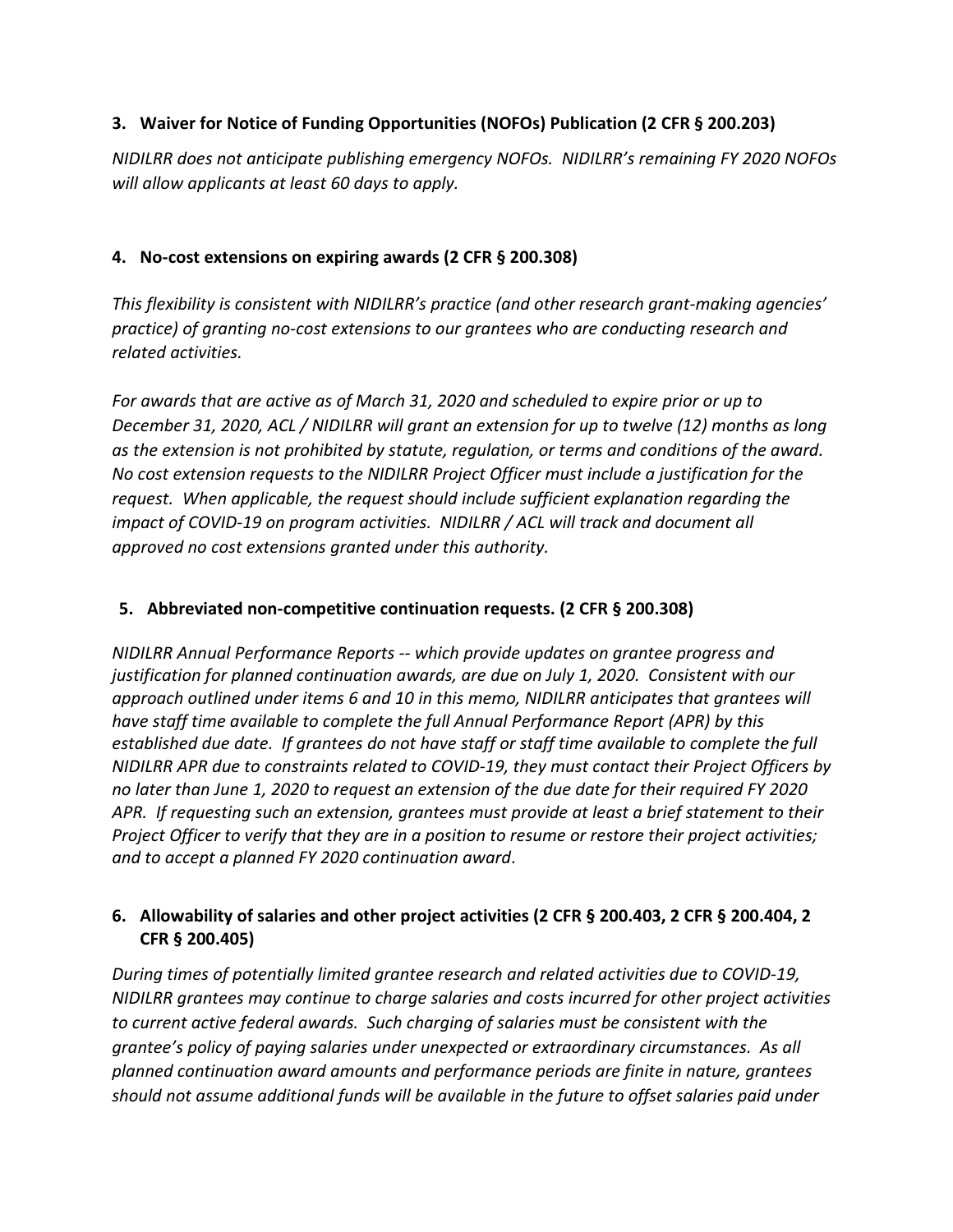**3. Waiver for Notice of Funding Opportunities (NOFOs) Publication (2 CFR § 200.203)**

*NIDILRR does not anticipate publishing emergency NOFOs. NIDILRR's remaining FY 2020 NOFOs will allow applicants at least 60 days to apply.*

**4. No-cost extensions on expiring awards (2 CFR § 200.308)**

*This flexibility is consistent with NIDILRR's practice (and other research grant-making agencies' practice) of granting no-cost extensions to our grantees who are conducting research and related activities.*

*For awards that are active as of March 31, 2020 and scheduled to expire prior or up to December 31, 2020, ACL / NIDILRR will grant an extension for up to twelve (12) months as long as the extension is not prohibited by statute, regulation, or terms and conditions of the award. No cost extension requests to the NIDILRR Project Officer must include a justification for the request. When applicable, the request should include sufficient explanation regarding the impact of COVID-19 on program activities. NIDILRR / ACL will track and document all approved no cost extensions granted under this authority.*

**5. Abbreviated non-competitive continuation requests. (2 CFR § 200.308)**

*NIDILRR Annual Performance Reports -- which provide updates on grantee progress and justification for planned continuation awards, are due on July 1, 2020. Consistent with our approach outlined under items 6 and 10 in this memo, NIDILRR anticipates that grantees will have staff time available to complete the full Annual Performance Report (APR) by this established due date. If grantees do not have staff or staff time available to complete the full NIDILRR APR due to constraints related to COVID-19, they must contact their Project Officers by no later than June 1, 2020 to request an extension of the due date for their required FY 2020 APR. If requesting such an extension, grantees must provide at least a brief statement to their Project Officer to verify that they are in a position to resume or restore their project activities; and to accept a planned FY 2020 continuation award.*

**6. Allowability of salaries and other project activities (2 CFR § 200.403, 2 CFR § 200.404, 2 CFR § 200.405)**

*During times of potentially limited grantee research and related activities due to COVID-19, NIDILRR grantees may continue to charge salaries and costs incurred for other project activities to current active federal awards. Such charging of salaries must be consistent with the grantee's policy of paying salaries under unexpected or extraordinary circumstances. As all planned continuation award amounts and performance periods are finite in nature, grantees should not assume additional funds will be available in the future to offset salaries paid under*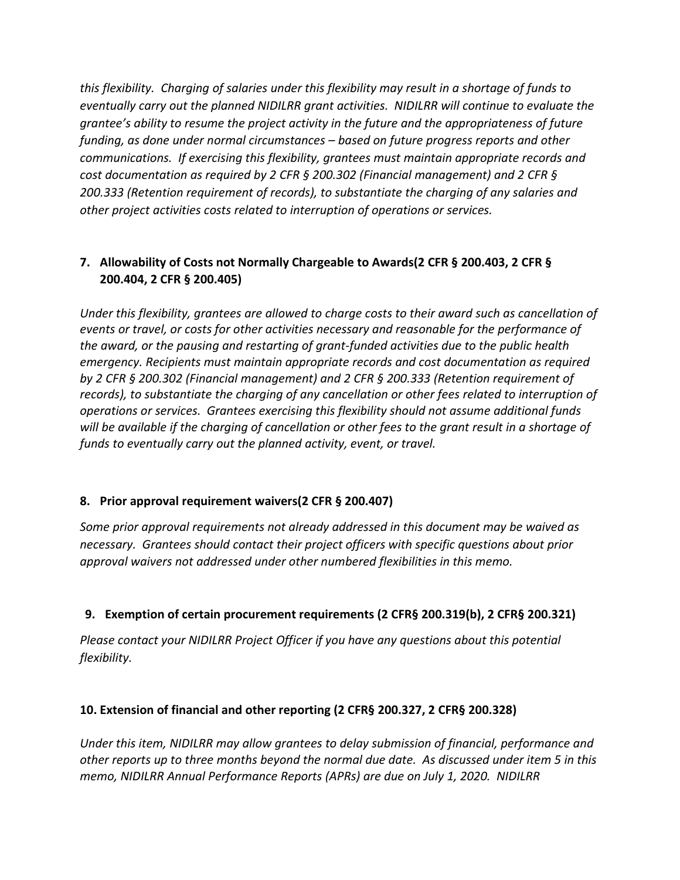*this flexibility. Charging of salaries under this flexibility may result in a shortage of funds to eventually carry out the planned NIDILRR grant activities. NIDILRR will continue to evaluate the grantee's ability to resume the project activity in the future and the appropriateness of future funding, as done under normal circumstances – based on future progress reports and other communications. If exercising this flexibility, grantees must maintain appropriate records and cost documentation as required by 2 CFR § 200.302 (Financial management) and 2 CFR § 200.333 (Retention requirement of records), to substantiate the charging of any salaries and other project activities costs related to interruption of operations or services.*

**7. Allowability of Costs not Normally Chargeable to Awards(2 CFR § 200.403, 2 CFR § 200.404, 2 CFR § 200.405)**

*Under this flexibility, grantees are allowed to charge costs to their award such as cancellation of events or travel, or costs for other activities necessary and reasonable for the performance of the award, or the pausing and restarting of grant-funded activities due to the public health emergency. Recipients must maintain appropriate records and cost documentation as required by 2 CFR § 200.302 (Financial management) and 2 CFR § 200.333 (Retention requirement of records), to substantiate the charging of any cancellation or other fees related to interruption of operations or services. Grantees exercising this flexibility should not assume additional funds will be available if the charging of cancellation or other fees to the grant result in a shortage of funds to eventually carry out the planned activity, event, or travel.*

**8. Prior approval requirement waivers(2 CFR § 200.407)**

*Some prior approval requirements not already addressed in this document may be waived as necessary. Grantees should contact their project officers with specific questions about prior approval waivers not addressed under other numbered flexibilities in this memo.*

**9. Exemption of certain procurement requirements (2 CFR§ 200.319(b), 2 CFR§ 200.321)**

*Please contact your NIDILRR Project Officer if you have any questions about this potential flexibility.*

**10. Extension of financial and other reporting (2 CFR§ 200.327, 2 CFR§ 200.328)**

*Under this item, NIDILRR may allow grantees to delay submission of financial, performance and other reports up to three months beyond the normal due date. As discussed under item 5 in this memo, NIDILRR Annual Performance Reports (APRs) are due on July 1, 2020. NIDILRR*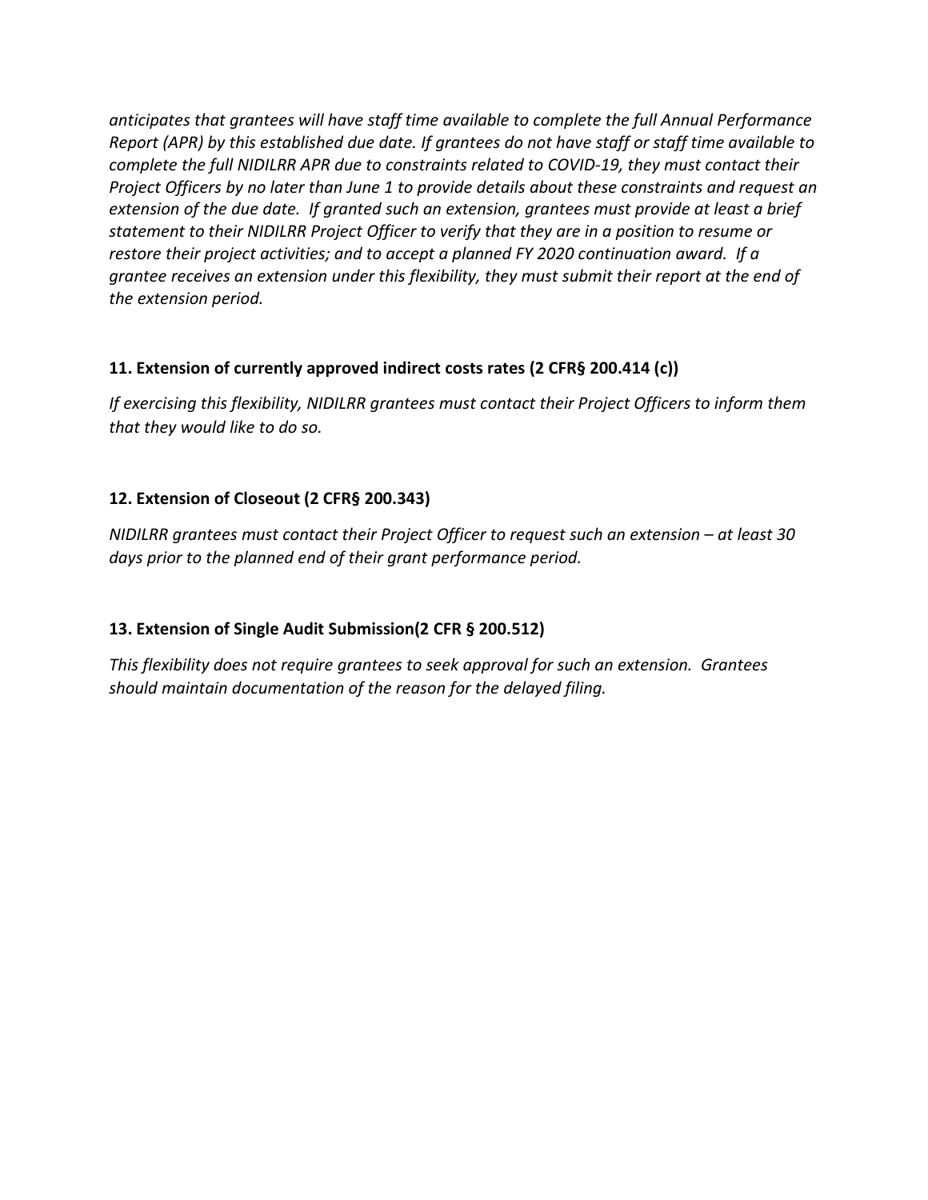*anticipates that grantees will have staff time available to complete the full Annual Performance Report (APR) by this established due date. If grantees do not have staff or staff time available to complete the full NIDILRR APR due to constraints related to COVID-19, they must contact their Project Officers by no later than June 1 to provide details about these constraints and request an extension of the due date. If granted such an extension, grantees must provide at least a brief statement to their NIDILRR Project Officer to verify that they are in a position to resume or restore their project activities; and to accept a planned FY 2020 continuation award. If a grantee receives an extension under this flexibility, they must submit their report at the end of the extension period.*

**11. Extension of currently approved indirect costs rates (2 CFR§ 200.414 (c))**

*If exercising this flexibility, NIDILRR grantees must contact their Project Officers to inform them that they would like to do so.*

**12. Extension of Closeout (2 CFR§ 200.343)**

*NIDILRR grantees must contact their Project Officer to request such an extension – at least 30 days prior to the planned end of their grant performance period.*

**13. Extension of Single Audit Submission(2 CFR § 200.512)**

*This flexibility does not require grantees to seek approval for such an extension. Grantees should maintain documentation of the reason for the delayed filing.*